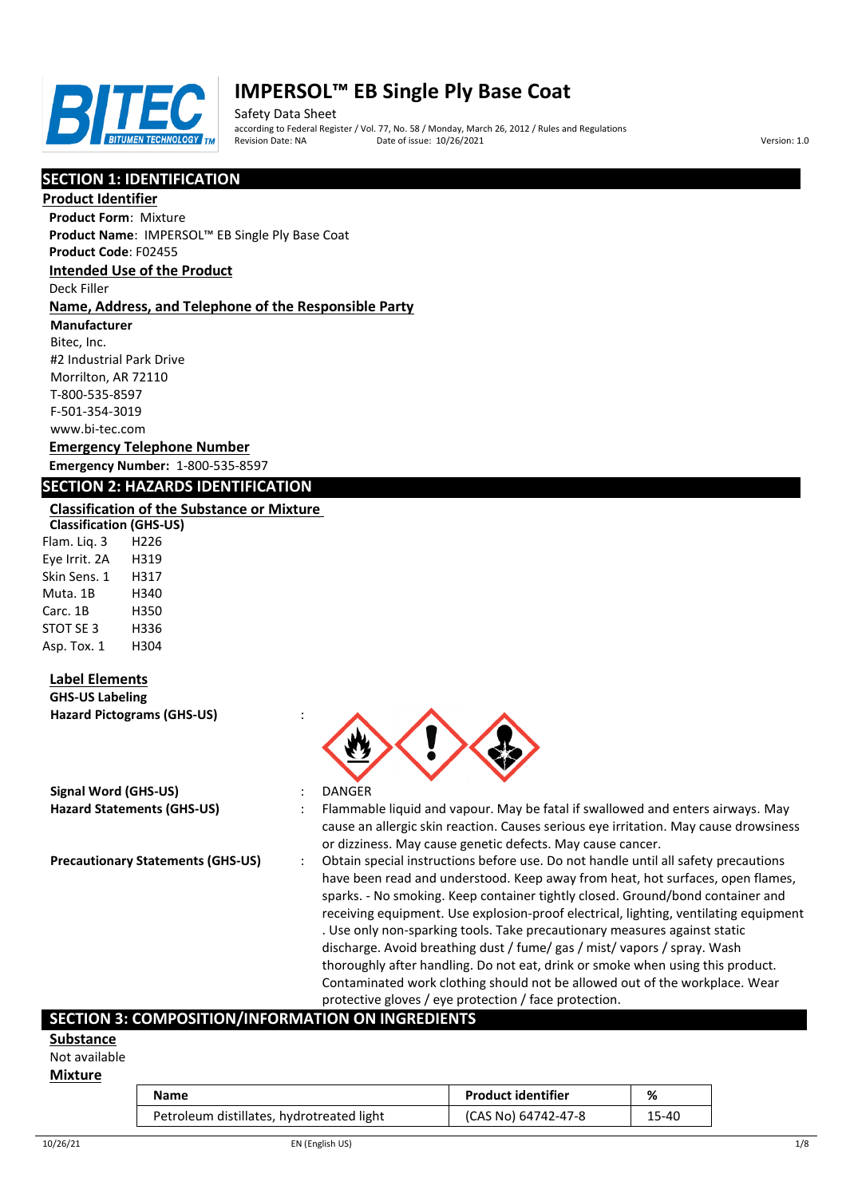# IMPERSOL™ EB Single Ply Base Coat

Safety Data Sheet
according to Federal Register / Vol. 77, No. 58 / Monday, March 26, 2012 / Rules and Regulations
Revision Date: NA Date of issue: 10/26/2021 Version: 1.0

## SECTION 1: IDENTIFICATION

### Product Identifier

**Product Form**: Mixture
**Product Name**: IMPERSOL™ EB Single Ply Base Coat
**Product Code**: F02455

### Intended Use of the Product

Deck Filler

### Name, Address, and Telephone of the Responsible Party

**Manufacturer**
Bitec, Inc.
#2 Industrial Park Drive
Morrilton, AR 72110
T-800-535-8597
F-501-354-3019
www.bi-tec.com

### Emergency Telephone Number

**Emergency Number:** 1-800-535-8597

## SECTION 2: HAZARDS IDENTIFICATION

### Classification of the Substance or Mixture

**Classification (GHS-US)**

| | |
|---|---|
| Flam. Liq. 3 | H226 |
| Eye Irrit. 2A | H319 |
| Skin Sens. 1 | H317 |
| Muta. 1B | H340 |
| Carc. 1B | H350 |
| STOT SE 3 | H336 |
| Asp. Tox. 1 | H304 |

### Label Elements

**GHS-US Labeling**

**Hazard Pictograms (GHS-US)** :

**Signal Word (GHS-US)** : DANGER

**Hazard Statements (GHS-US)** : Flammable liquid and vapour. May be fatal if swallowed and enters airways. May cause an allergic skin reaction. Causes serious eye irritation. May cause drowsiness or dizziness. May cause genetic defects. May cause cancer.

**Precautionary Statements (GHS-US)** : Obtain special instructions before use. Do not handle until all safety precautions have been read and understood. Keep away from heat, hot surfaces, open flames, sparks. - No smoking. Keep container tightly closed. Ground/bond container and receiving equipment. Use explosion-proof electrical, lighting, ventilating equipment . Use only non-sparking tools. Take precautionary measures against static discharge. Avoid breathing dust / fume/ gas / mist/ vapors / spray. Wash thoroughly after handling. Do not eat, drink or smoke when using this product. Contaminated work clothing should not be allowed out of the workplace. Wear protective gloves / eye protection / face protection.

## SECTION 3: COMPOSITION/INFORMATION ON INGREDIENTS

### Substance

Not available

### Mixture

| Name | Product identifier | % |
|---|---|---|
| Petroleum distillates, hydrotreated light | (CAS No) 64742-47-8 | 15-40 |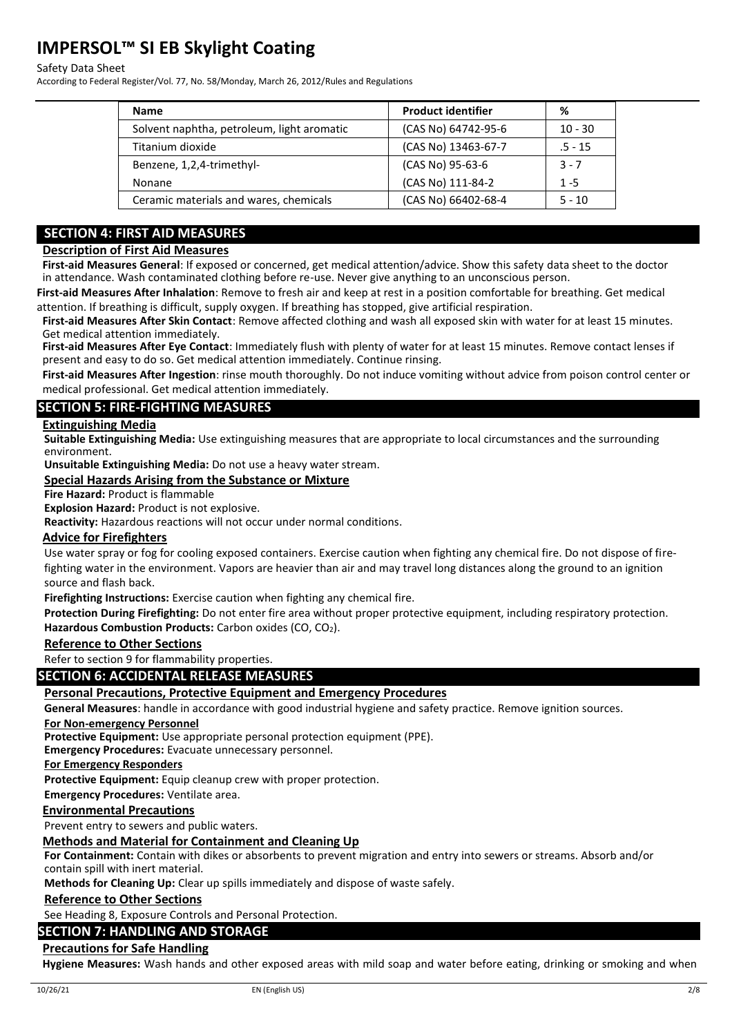| Name | Product identifier | % |
|---|---|---|
| Solvent naphtha, petroleum, light aromatic | (CAS No) 64742-95-6 | 10 - 30 |
| Titanium dioxide | (CAS No) 13463-67-7 | .5 - 15 |
| Benzene, 1,2,4-trimethyl- | (CAS No) 95-63-6 | 3 - 7 |
| Nonane | (CAS No) 111-84-2 | 1 -5 |
| Ceramic materials and wares, chemicals | (CAS No) 66402-68-4 | 5 - 10 |

## SECTION 4: FIRST AID MEASURES

### Description of First Aid Measures

**First-aid Measures General**: If exposed or concerned, get medical attention/advice. Show this safety data sheet to the doctor in attendance. Wash contaminated clothing before re-use. Never give anything to an unconscious person.

**First-aid Measures After Inhalation**: Remove to fresh air and keep at rest in a position comfortable for breathing. Get medical attention. If breathing is difficult, supply oxygen. If breathing has stopped, give artificial respiration.

**First-aid Measures After Skin Contact**: Remove affected clothing and wash all exposed skin with water for at least 15 minutes. Get medical attention immediately.

**First-aid Measures After Eye Contact**: Immediately flush with plenty of water for at least 15 minutes. Remove contact lenses if present and easy to do so. Get medical attention immediately. Continue rinsing.

**First-aid Measures After Ingestion**: rinse mouth thoroughly. Do not induce vomiting without advice from poison control center or medical professional. Get medical attention immediately.

## SECTION 5: FIRE-FIGHTING MEASURES

### Extinguishing Media

**Suitable Extinguishing Media:** Use extinguishing measures that are appropriate to local circumstances and the surrounding environment.

**Unsuitable Extinguishing Media:** Do not use a heavy water stream.

### Special Hazards Arising from the Substance or Mixture

**Fire Hazard:** Product is flammable

**Explosion Hazard:** Product is not explosive.

**Reactivity:** Hazardous reactions will not occur under normal conditions.

### Advice for Firefighters

Use water spray or fog for cooling exposed containers. Exercise caution when fighting any chemical fire. Do not dispose of fire-fighting water in the environment. Vapors are heavier than air and may travel long distances along the ground to an ignition source and flash back.

**Firefighting Instructions:** Exercise caution when fighting any chemical fire.

**Protection During Firefighting:** Do not enter fire area without proper protective equipment, including respiratory protection.

**Hazardous Combustion Products:** Carbon oxides (CO, $CO_2$).

### Reference to Other Sections

Refer to section 9 for flammability properties.

## SECTION 6: ACCIDENTAL RELEASE MEASURES

### Personal Precautions, Protective Equipment and Emergency Procedures

**General Measures**: handle in accordance with good industrial hygiene and safety practice. Remove ignition sources.

**For Non-emergency Personnel**

**Protective Equipment:** Use appropriate personal protection equipment (PPE).

**Emergency Procedures:** Evacuate unnecessary personnel.

**For Emergency Responders**

**Protective Equipment:** Equip cleanup crew with proper protection.

**Emergency Procedures:** Ventilate area.

### Environmental Precautions

Prevent entry to sewers and public waters.

### Methods and Material for Containment and Cleaning Up

**For Containment:** Contain with dikes or absorbents to prevent migration and entry into sewers or streams. Absorb and/or contain spill with inert material.

**Methods for Cleaning Up:** Clear up spills immediately and dispose of waste safely.

### Reference to Other Sections

See Heading 8, Exposure Controls and Personal Protection.

## SECTION 7: HANDLING AND STORAGE

### Precautions for Safe Handling

**Hygiene Measures:** Wash hands and other exposed areas with mild soap and water before eating, drinking or smoking and when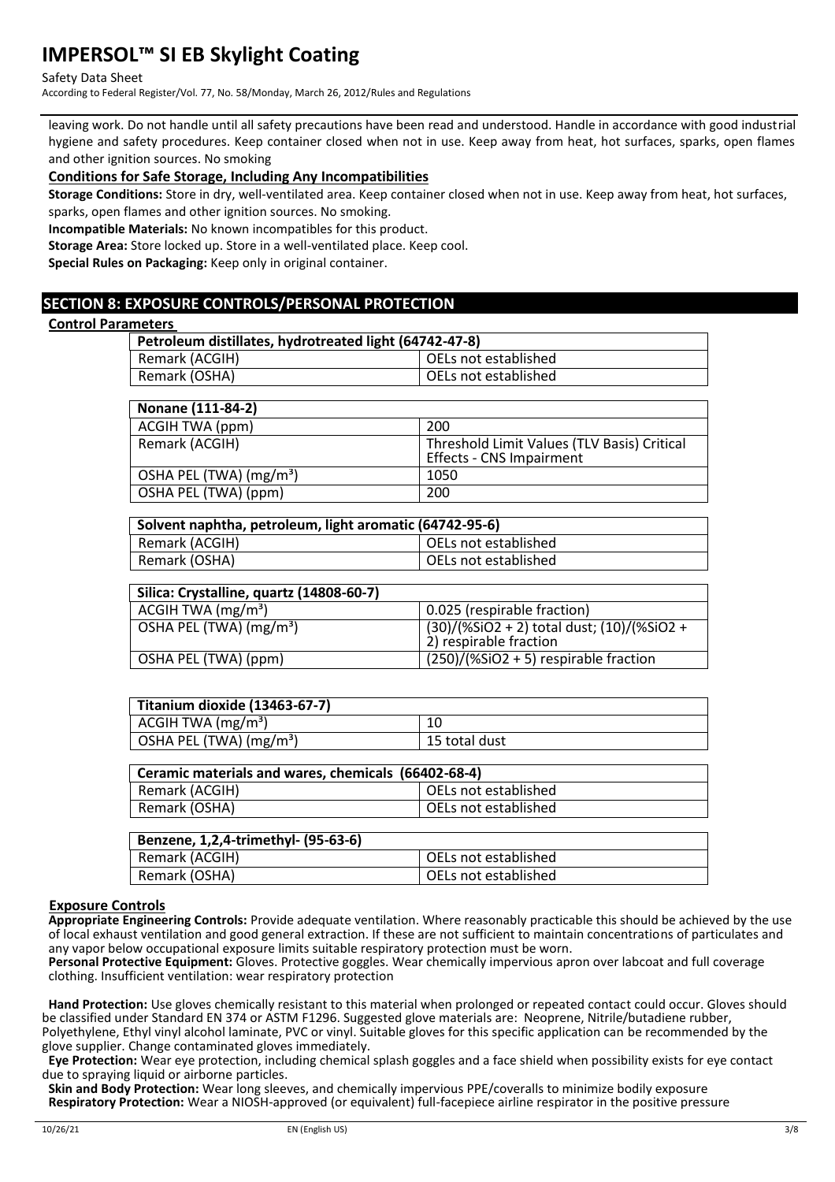leaving work. Do not handle until all safety precautions have been read and understood. Handle in accordance with good industrial hygiene and safety procedures. Keep container closed when not in use. Keep away from heat, hot surfaces, sparks, open flames and other ignition sources. No smoking

**Conditions for Safe Storage, Including Any Incompatibilities**

**Storage Conditions:** Store in dry, well-ventilated area. Keep container closed when not in use. Keep away from heat, hot surfaces, sparks, open flames and other ignition sources. No smoking.

**Incompatible Materials:** No known incompatibles for this product.

**Storage Area:** Store locked up. Store in a well-ventilated place. Keep cool.

**Special Rules on Packaging:** Keep only in original container.

## SECTION 8: EXPOSURE CONTROLS/PERSONAL PROTECTION

**Control Parameters**

| Petroleum distillates, hydrotreated light (64742-47-8) | |
|---|---|
| Remark (ACGIH) | OELs not established |
| Remark (OSHA) | OELs not established |

| Nonane (111-84-2) | |
|---|---|
| ACGIH TWA (ppm) | 200 |
| Remark (ACGIH) | Threshold Limit Values (TLV Basis) Critical Effects - CNS Impairment |
| OSHA PEL (TWA) (mg/m³) | 1050 |
| OSHA PEL (TWA) (ppm) | 200 |

| Solvent naphtha, petroleum, light aromatic (64742-95-6) | |
|---|---|
| Remark (ACGIH) | OELs not established |
| Remark (OSHA) | OELs not established |

| Silica: Crystalline, quartz (14808-60-7) | |
|---|---|
| ACGIH TWA (mg/m³) | 0.025 (respirable fraction) |
| OSHA PEL (TWA) (mg/m³) | (30)/(%SiO2 + 2) total dust; (10)/(%SiO2 + 2) respirable fraction |
| OSHA PEL (TWA) (ppm) | (250)/(%SiO2 + 5) respirable fraction |

| Titanium dioxide (13463-67-7) | |
|---|---|
| ACGIH TWA (mg/m³) | 10 |
| OSHA PEL (TWA) (mg/m³) | 15 total dust |

| Ceramic materials and wares, chemicals (66402-68-4) | |
|---|---|
| Remark (ACGIH) | OELs not established |
| Remark (OSHA) | OELs not established |

| Benzene, 1,2,4-trimethyl- (95-63-6) | |
|---|---|
| Remark (ACGIH) | OELs not established |
| Remark (OSHA) | OELs not established |

**Exposure Controls**

**Appropriate Engineering Controls:** Provide adequate ventilation. Where reasonably practicable this should be achieved by the use of local exhaust ventilation and good general extraction. If these are not sufficient to maintain concentrations of particulates and any vapor below occupational exposure limits suitable respiratory protection must be worn.

**Personal Protective Equipment:** Gloves. Protective goggles. Wear chemically impervious apron over labcoat and full coverage clothing. Insufficient ventilation: wear respiratory protection

**Hand Protection:** Use gloves chemically resistant to this material when prolonged or repeated contact could occur. Gloves should be classified under Standard EN 374 or ASTM F1296. Suggested glove materials are: Neoprene, Nitrile/butadiene rubber, Polyethylene, Ethyl vinyl alcohol laminate, PVC or vinyl. Suitable gloves for this specific application can be recommended by the glove supplier. Change contaminated gloves immediately.

**Eye Protection:** Wear eye protection, including chemical splash goggles and a face shield when possibility exists for eye contact due to spraying liquid or airborne particles.

**Skin and Body Protection:** Wear long sleeves, and chemically impervious PPE/coveralls to minimize bodily exposure

**Respiratory Protection:** Wear a NIOSH-approved (or equivalent) full-facepiece airline respirator in the positive pressure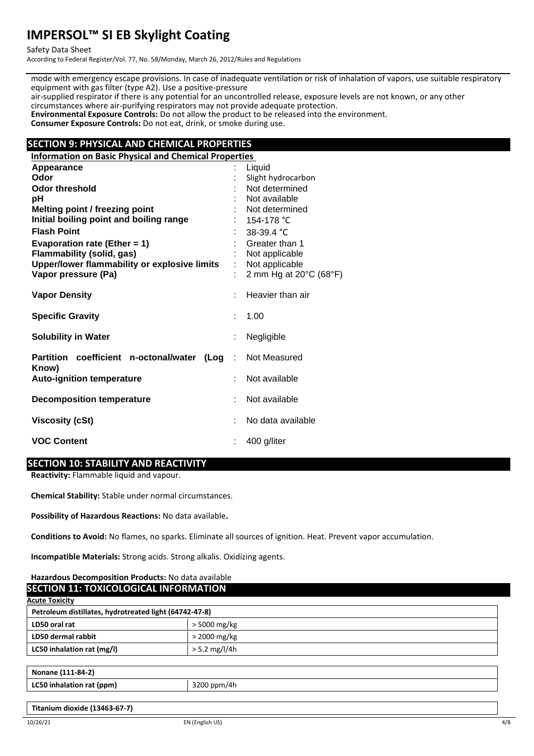mode with emergency escape provisions. In case of inadequate ventilation or risk of inhalation of vapors, use suitable respiratory equipment with gas filter (type A2). Use a positive-pressure air-supplied respirator if there is any potential for an uncontrolled release, exposure levels are not known, or any other circumstances where air-purifying respirators may not provide adequate protection.

**Environmental Exposure Controls:** Do not allow the product to be released into the environment.

**Consumer Exposure Controls:** Do not eat, drink, or smoke during use.

## SECTION 9: PHYSICAL AND CHEMICAL PROPERTIES

**Information on Basic Physical and Chemical Properties**

| Property | Value |
|---|---|
| **Appearance** | Liquid |
| **Odor** | Slight hydrocarbon |
| **Odor threshold** | Not determined |
| **pH** | Not available |
| **Melting point / freezing point** | Not determined |
| **Initial boiling point and boiling range** | 154-178 °C |
| **Flash Point** | 38-39.4 °C |
| **Evaporation rate (Ether = 1)** | Greater than 1 |
| **Flammability (solid, gas)** | Not applicable |
| **Upper/lower flammability or explosive limits** | Not applicable |
| **Vapor pressure (Pa)** | 2 mm Hg at 20°C (68°F) |
| **Vapor Density** | Heavier than air |
| **Specific Gravity** | 1.00 |
| **Solubility in Water** | Negligible |
| **Partition coefficient n-octonal/water (Log Know)** | Not Measured |
| **Auto-ignition temperature** | Not available |
| **Decomposition temperature** | Not available |
| **Viscosity (cSt)** | No data available |
| **VOC Content** | 400 g/liter |

## SECTION 10: STABILITY AND REACTIVITY

**Reactivity:** Flammable liquid and vapour.

**Chemical Stability:** Stable under normal circumstances.

**Possibility of Hazardous Reactions:** No data available**.**

**Conditions to Avoid:** No flames, no sparks. Eliminate all sources of ignition. Heat. Prevent vapor accumulation.

**Incompatible Materials:** Strong acids. Strong alkalis. Oxidizing agents.

**Hazardous Decomposition Products:** No data available

## SECTION 11: TOXICOLOGICAL INFORMATION

**Acute Toxicity**

| Petroleum distillates, hydrotreated light (64742-47-8) | |
|---|---|
| LD50 oral rat | > 5000 mg/kg |
| LD50 dermal rabbit | > 2000 mg/kg |
| LC50 inhalation rat (mg/l) | > 5.2 mg/l/4h |

| Nonane (111-84-2) | |
|---|---|
| LC50 inhalation rat (ppm) | 3200 ppm/4h |

| Titanium dioxide (13463-67-7) |
|---|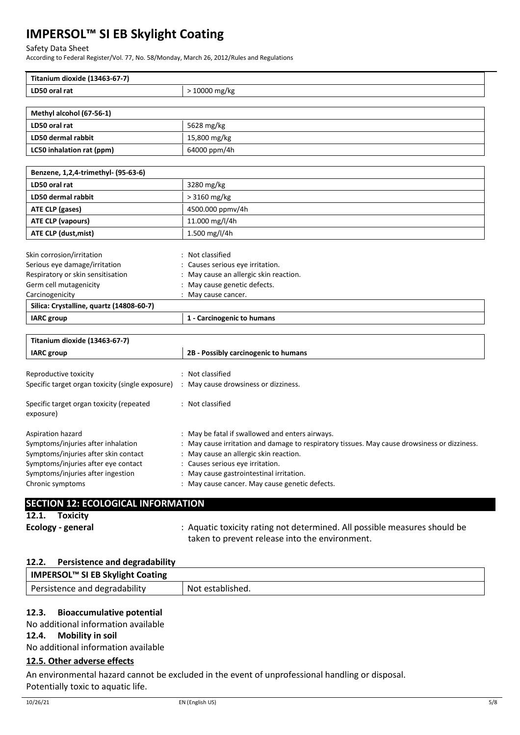| Titanium dioxide (13463-67-7) | |
|---|---|
| LD50 oral rat | > 10000 mg/kg |

| Methyl alcohol (67-56-1) | |
|---|---|
| LD50 oral rat | 5628 mg/kg |
| LD50 dermal rabbit | 15,800 mg/kg |
| LC50 inhalation rat (ppm) | 64000 ppm/4h |

| Benzene, 1,2,4-trimethyl- (95-63-6) | |
|---|---|
| LD50 oral rat | 3280 mg/kg |
| LD50 dermal rabbit | > 3160 mg/kg |
| ATE CLP (gases) | 4500.000 ppmv/4h |
| ATE CLP (vapours) | 11.000 mg/l/4h |
| ATE CLP (dust,mist) | 1.500 mg/l/4h |

Skin corrosion/irritation : Not classified
Serious eye damage/irritation : Causes serious eye irritation.
Respiratory or skin sensitisation : May cause an allergic skin reaction.
Germ cell mutagenicity : May cause genetic defects.
Carcinogenicity : May cause cancer.

| Silica: Crystalline, quartz (14808-60-7) | |
|---|---|
| IARC group | 1 - Carcinogenic to humans |

| Titanium dioxide (13463-67-7) | |
|---|---|
| IARC group | 2B - Possibly carcinogenic to humans |

Reproductive toxicity : Not classified
Specific target organ toxicity (single exposure) : May cause drowsiness or dizziness.

Specific target organ toxicity (repeated exposure) : Not classified

Aspiration hazard : May be fatal if swallowed and enters airways.
Symptoms/injuries after inhalation : May cause irritation and damage to respiratory tissues. May cause drowsiness or dizziness.
Symptoms/injuries after skin contact : May cause an allergic skin reaction.
Symptoms/injuries after eye contact : Causes serious eye irritation.
Symptoms/injuries after ingestion : May cause gastrointestinal irritation.
Chronic symptoms : May cause cancer. May cause genetic defects.

## SECTION 12: ECOLOGICAL INFORMATION

### 12.1. Toxicity

**Ecology - general** : Aquatic toxicity rating not determined. All possible measures should be taken to prevent release into the environment.

### 12.2. Persistence and degradability

| IMPERSOL™ SI EB Skylight Coating | |
|---|---|
| Persistence and degradability | Not established. |

### 12.3. Bioaccumulative potential

No additional information available

### 12.4. Mobility in soil

No additional information available

### 12.5. Other adverse effects

An environmental hazard cannot be excluded in the event of unprofessional handling or disposal.
Potentially toxic to aquatic life.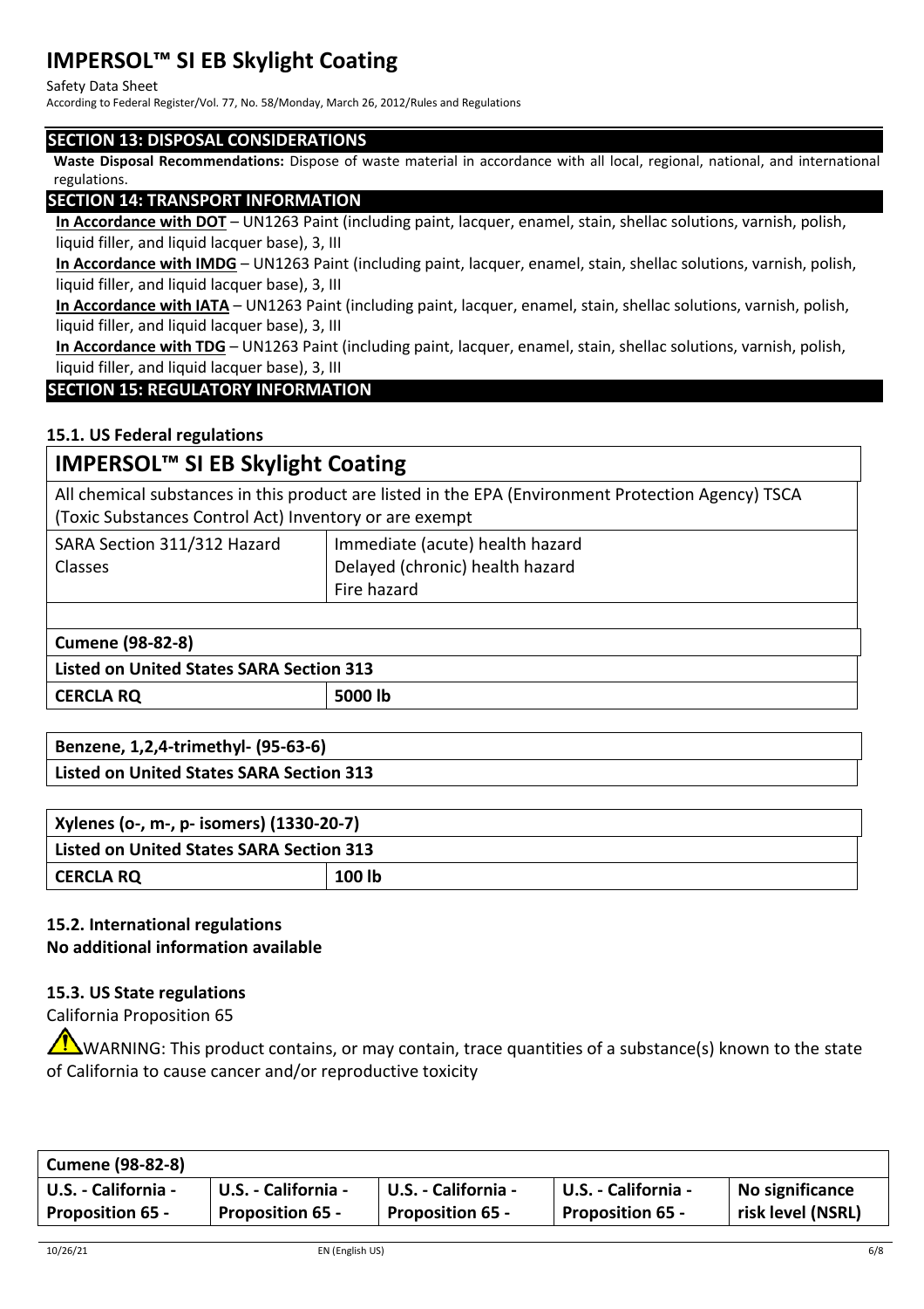## SECTION 13: DISPOSAL CONSIDERATIONS

**Waste Disposal Recommendations:** Dispose of waste material in accordance with all local, regional, national, and international regulations.

## SECTION 14: TRANSPORT INFORMATION

**In Accordance with DOT** – UN1263 Paint (including paint, lacquer, enamel, stain, shellac solutions, varnish, polish, liquid filler, and liquid lacquer base), 3, III

**In Accordance with IMDG** – UN1263 Paint (including paint, lacquer, enamel, stain, shellac solutions, varnish, polish, liquid filler, and liquid lacquer base), 3, III

**In Accordance with IATA** – UN1263 Paint (including paint, lacquer, enamel, stain, shellac solutions, varnish, polish, liquid filler, and liquid lacquer base), 3, III

**In Accordance with TDG** – UN1263 Paint (including paint, lacquer, enamel, stain, shellac solutions, varnish, polish, liquid filler, and liquid lacquer base), 3, III

## SECTION 15: REGULATORY INFORMATION

### 15.1. US Federal regulations

| IMPERSOL™ SI EB Skylight Coating | |
|---|---|
| All chemical substances in this product are listed in the EPA (Environment Protection Agency) TSCA (Toxic Substances Control Act) Inventory or are exempt | |
| SARA Section 311/312 Hazard Classes | Immediate (acute) health hazard<br>Delayed (chronic) health hazard<br>Fire hazard |

| Cumene (98-82-8) | |
|---|---|
| Listed on United States SARA Section 313 | |
| CERCLA RQ | 5000 lb |

| Benzene, 1,2,4-trimethyl- (95-63-6) |
|---|
| Listed on United States SARA Section 313 |

| Xylenes (o-, m-, p- isomers) (1330-20-7) | |
|---|---|
| Listed on United States SARA Section 313 | |
| CERCLA RQ | 100 lb |

### 15.2. International regulations

**No additional information available**

### 15.3. US State regulations

California Proposition 65

⚠ WARNING: This product contains, or may contain, trace quantities of a substance(s) known to the state of California to cause cancer and/or reproductive toxicity

| Cumene (98-82-8) | | | | |
|---|---|---|---|---|
| U.S. - California - Proposition 65 - | U.S. - California - Proposition 65 - | U.S. - California - Proposition 65 - | U.S. - California - Proposition 65 - | No significance risk level (NSRL) |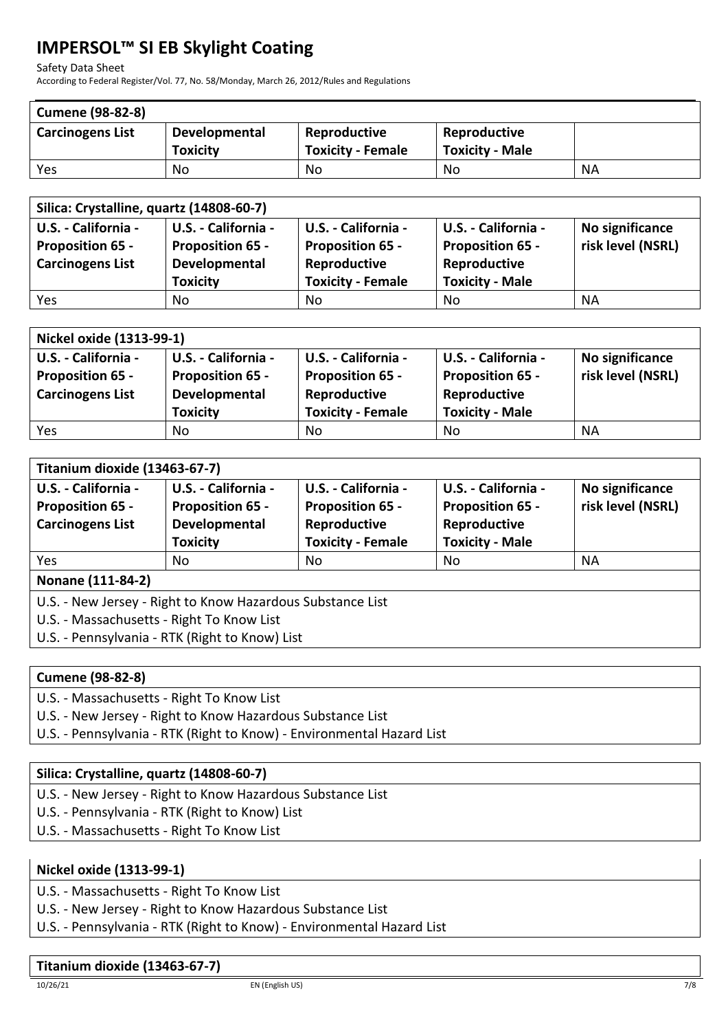| Cumene (98-82-8) | | | | |
|---|---|---|---|---|
| Carcinogens List | Developmental Toxicity | Reproductive Toxicity - Female | Reproductive Toxicity - Male | |
| Yes | No | No | No | NA |

| Silica: Crystalline, quartz (14808-60-7) | | | | |
|---|---|---|---|---|
| U.S. - California - Proposition 65 - Carcinogens List | U.S. - California - Proposition 65 - Developmental Toxicity | U.S. - California - Proposition 65 - Reproductive Toxicity - Female | U.S. - California - Proposition 65 - Reproductive Toxicity - Male | No significance risk level (NSRL) |
| Yes | No | No | No | NA |

| Nickel oxide (1313-99-1) | | | | |
|---|---|---|---|---|
| U.S. - California - Proposition 65 - Carcinogens List | U.S. - California - Proposition 65 - Developmental Toxicity | U.S. - California - Proposition 65 - Reproductive Toxicity - Female | U.S. - California - Proposition 65 - Reproductive Toxicity - Male | No significance risk level (NSRL) |
| Yes | No | No | No | NA |

| Titanium dioxide (13463-67-7) | | | | |
|---|---|---|---|---|
| U.S. - California - Proposition 65 - Carcinogens List | U.S. - California - Proposition 65 - Developmental Toxicity | U.S. - California - Proposition 65 - Reproductive Toxicity - Female | U.S. - California - Proposition 65 - Reproductive Toxicity - Male | No significance risk level (NSRL) |
| Yes | No | No | No | NA |

**Nonane (111-84-2)**

U.S. - New Jersey - Right to Know Hazardous Substance List
U.S. - Massachusetts - Right To Know List
U.S. - Pennsylvania - RTK (Right to Know) List

**Cumene (98-82-8)**

U.S. - Massachusetts - Right To Know List
U.S. - New Jersey - Right to Know Hazardous Substance List
U.S. - Pennsylvania - RTK (Right to Know) - Environmental Hazard List

**Silica: Crystalline, quartz (14808-60-7)**

U.S. - New Jersey - Right to Know Hazardous Substance List
U.S. - Pennsylvania - RTK (Right to Know) List
U.S. - Massachusetts - Right To Know List

**Nickel oxide (1313-99-1)**

U.S. - Massachusetts - Right To Know List
U.S. - New Jersey - Right to Know Hazardous Substance List
U.S. - Pennsylvania - RTK (Right to Know) - Environmental Hazard List

**Titanium dioxide (13463-67-7)**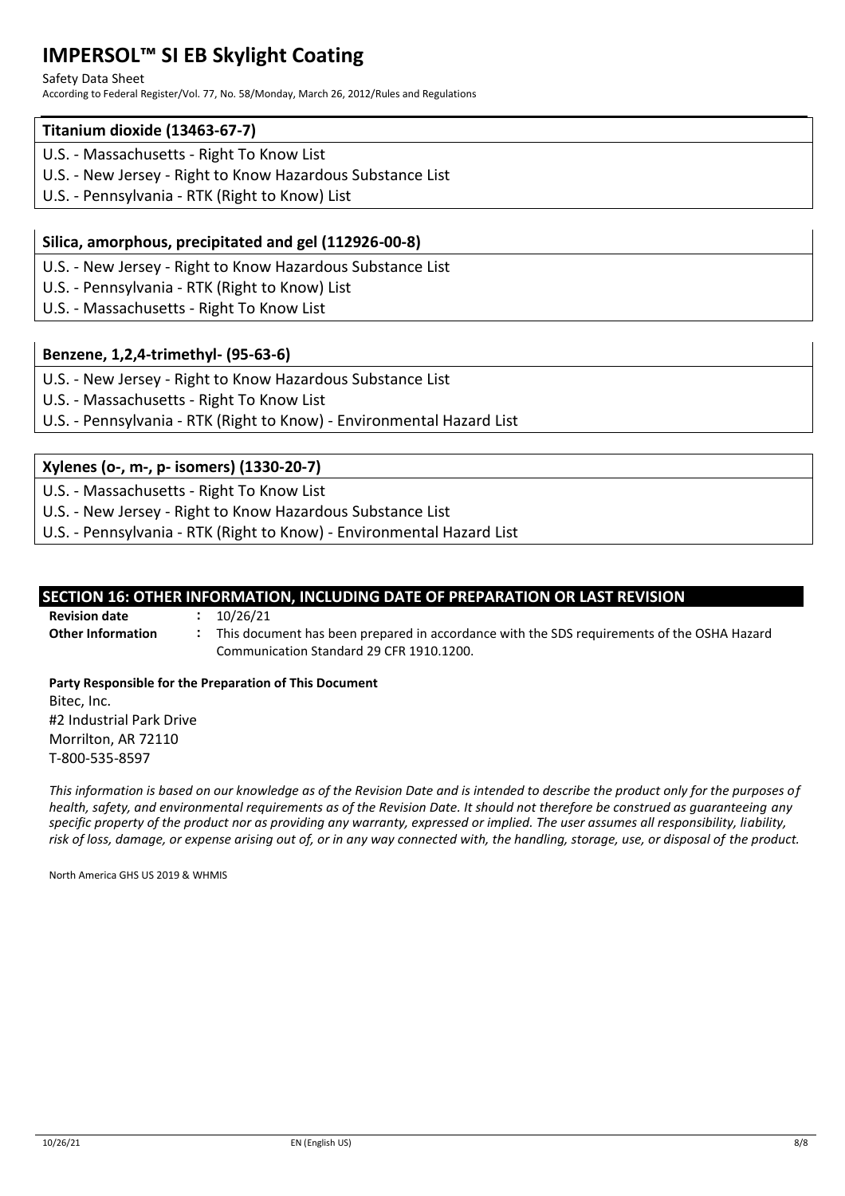| Titanium dioxide (13463-67-7) |
| --- |
| U.S. - Massachusetts - Right To Know List |
| U.S. - New Jersey - Right to Know Hazardous Substance List |
| U.S. - Pennsylvania - RTK (Right to Know) List |

| Silica, amorphous, precipitated and gel (112926-00-8) |
| --- |
| U.S. - New Jersey - Right to Know Hazardous Substance List |
| U.S. - Pennsylvania - RTK (Right to Know) List |
| U.S. - Massachusetts - Right To Know List |

| Benzene, 1,2,4-trimethyl- (95-63-6) |
| --- |
| U.S. - New Jersey - Right to Know Hazardous Substance List |
| U.S. - Massachusetts - Right To Know List |
| U.S. - Pennsylvania - RTK (Right to Know) - Environmental Hazard List |

| Xylenes (o-, m-, p- isomers) (1330-20-7) |
| --- |
| U.S. - Massachusetts - Right To Know List |
| U.S. - New Jersey - Right to Know Hazardous Substance List |
| U.S. - Pennsylvania - RTK (Right to Know) - Environmental Hazard List |

## SECTION 16: OTHER INFORMATION, INCLUDING DATE OF PREPARATION OR LAST REVISION

**Revision date** : 10/26/21

**Other Information** : This document has been prepared in accordance with the SDS requirements of the OSHA Hazard Communication Standard 29 CFR 1910.1200.

**Party Responsible for the Preparation of This Document**

Bitec, Inc.
#2 Industrial Park Drive
Morrilton, AR 72110
T-800-535-8597

*This information is based on our knowledge as of the Revision Date and is intended to describe the product only for the purposes of health, safety, and environmental requirements as of the Revision Date. It should not therefore be construed as guaranteeing any specific property of the product nor as providing any warranty, expressed or implied. The user assumes all responsibility, liability, risk of loss, damage, or expense arising out of, or in any way connected with, the handling, storage, use, or disposal of the product.*

North America GHS US 2019 & WHMIS